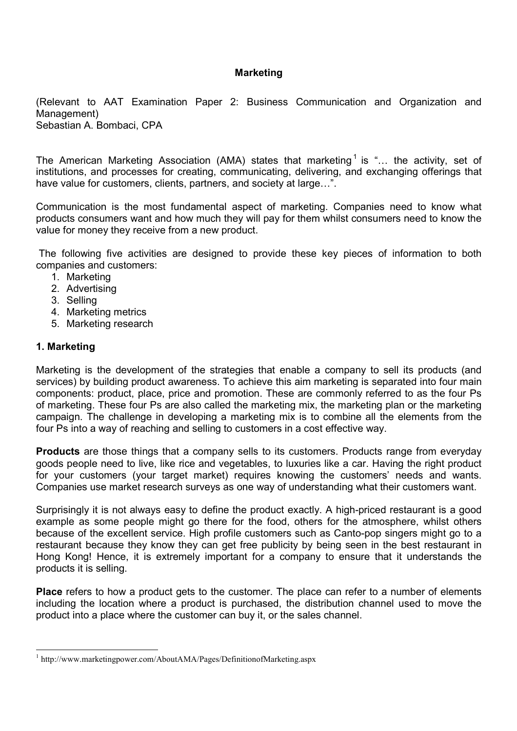# Marketing

(Relevant to AAT Examination Paper 2: Business Communication and Organization and Management)
Sebastian A. Bombaci, CPA

The American Marketing Association (AMA) states that marketing[1] is "… the activity, set of institutions, and processes for creating, communicating, delivering, and exchanging offerings that have value for customers, clients, partners, and society at large…".

Communication is the most fundamental aspect of marketing. Companies need to know what products consumers want and how much they will pay for them whilst consumers need to know the value for money they receive from a new product.

The following five activities are designed to provide these key pieces of information to both companies and customers:

1. Marketing
2. Advertising
3. Selling
4. Marketing metrics
5. Marketing research

## 1. Marketing

Marketing is the development of the strategies that enable a company to sell its products (and services) by building product awareness. To achieve this aim marketing is separated into four main components: product, place, price and promotion. These are commonly referred to as the four Ps of marketing. These four Ps are also called the marketing mix, the marketing plan or the marketing campaign. The challenge in developing a marketing mix is to combine all the elements from the four Ps into a way of reaching and selling to customers in a cost effective way.

**Products** are those things that a company sells to its customers. Products range from everyday goods people need to live, like rice and vegetables, to luxuries like a car. Having the right product for your customers (your target market) requires knowing the customers' needs and wants. Companies use market research surveys as one way of understanding what their customers want.

Surprisingly it is not always easy to define the product exactly. A high-priced restaurant is a good example as some people might go there for the food, others for the atmosphere, whilst others because of the excellent service. High profile customers such as Canto-pop singers might go to a restaurant because they know they can get free publicity by being seen in the best restaurant in Hong Kong! Hence, it is extremely important for a company to ensure that it understands the products it is selling.

**Place** refers to how a product gets to the customer. The place can refer to a number of elements including the location where a product is purchased, the distribution channel used to move the product into a place where the customer can buy it, or the sales channel.

---

[1] http://www.marketingpower.com/AboutAMA/Pages/DefinitionofMarketing.aspx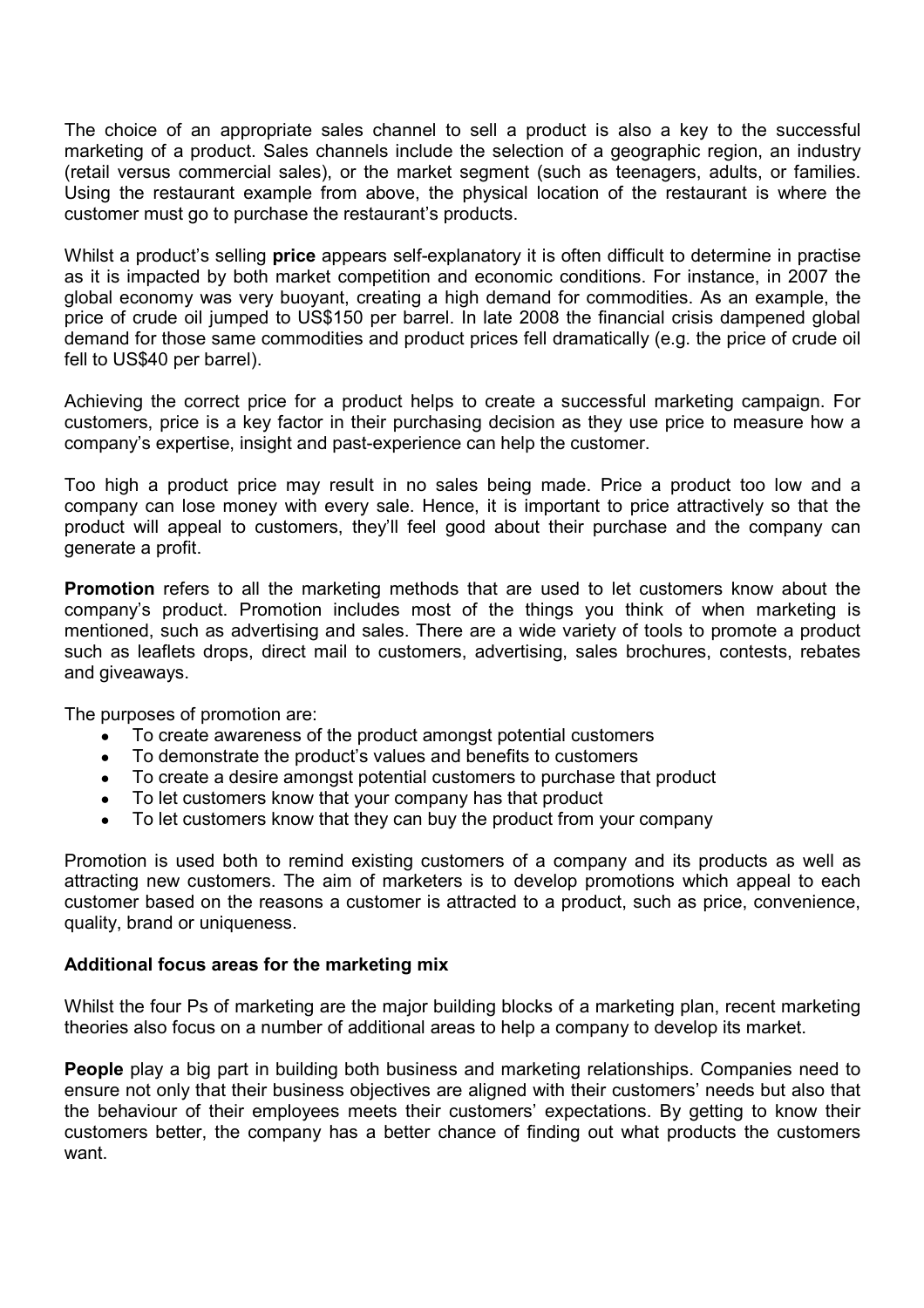The choice of an appropriate sales channel to sell a product is also a key to the successful marketing of a product. Sales channels include the selection of a geographic region, an industry (retail versus commercial sales), or the market segment (such as teenagers, adults, or families. Using the restaurant example from above, the physical location of the restaurant is where the customer must go to purchase the restaurant's products.

Whilst a product's selling **price** appears self-explanatory it is often difficult to determine in practise as it is impacted by both market competition and economic conditions. For instance, in 2007 the global economy was very buoyant, creating a high demand for commodities. As an example, the price of crude oil jumped to US$150 per barrel. In late 2008 the financial crisis dampened global demand for those same commodities and product prices fell dramatically (e.g. the price of crude oil fell to US$40 per barrel).

Achieving the correct price for a product helps to create a successful marketing campaign. For customers, price is a key factor in their purchasing decision as they use price to measure how a company's expertise, insight and past-experience can help the customer.

Too high a product price may result in no sales being made. Price a product too low and a company can lose money with every sale. Hence, it is important to price attractively so that the product will appeal to customers, they'll feel good about their purchase and the company can generate a profit.

**Promotion** refers to all the marketing methods that are used to let customers know about the company's product. Promotion includes most of the things you think of when marketing is mentioned, such as advertising and sales. There are a wide variety of tools to promote a product such as leaflets drops, direct mail to customers, advertising, sales brochures, contests, rebates and giveaways.

The purposes of promotion are:

- To create awareness of the product amongst potential customers
- To demonstrate the product's values and benefits to customers
- To create a desire amongst potential customers to purchase that product
- To let customers know that your company has that product
- To let customers know that they can buy the product from your company

Promotion is used both to remind existing customers of a company and its products as well as attracting new customers. The aim of marketers is to develop promotions which appeal to each customer based on the reasons a customer is attracted to a product, such as price, convenience, quality, brand or uniqueness.

**Additional focus areas for the marketing mix**

Whilst the four Ps of marketing are the major building blocks of a marketing plan, recent marketing theories also focus on a number of additional areas to help a company to develop its market.

**People** play a big part in building both business and marketing relationships. Companies need to ensure not only that their business objectives are aligned with their customers' needs but also that the behaviour of their employees meets their customers' expectations. By getting to know their customers better, the company has a better chance of finding out what products the customers want.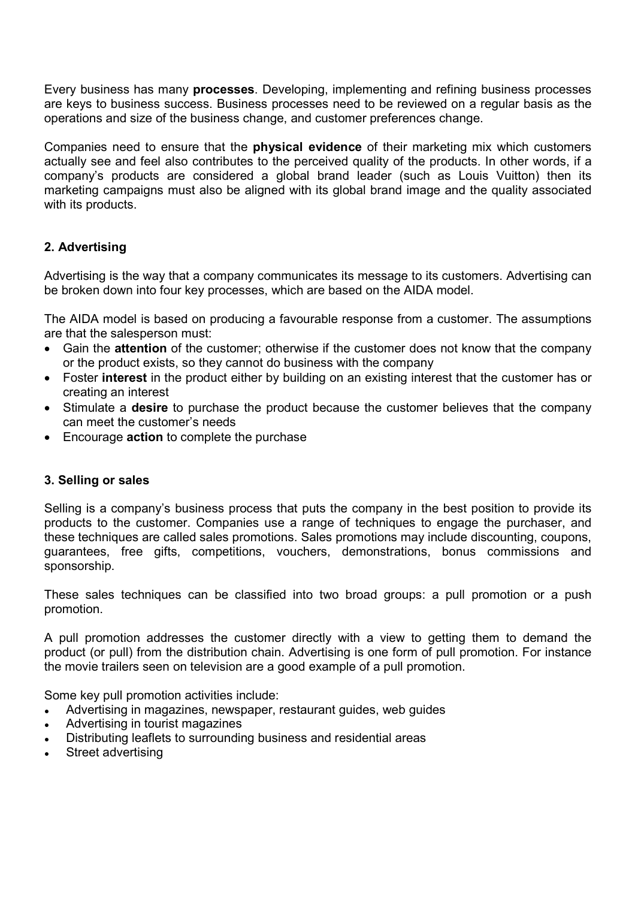Every business has many **processes**. Developing, implementing and refining business processes are keys to business success. Business processes need to be reviewed on a regular basis as the operations and size of the business change, and customer preferences change.

Companies need to ensure that the **physical evidence** of their marketing mix which customers actually see and feel also contributes to the perceived quality of the products. In other words, if a company's products are considered a global brand leader (such as Louis Vuitton) then its marketing campaigns must also be aligned with its global brand image and the quality associated with its products.

## 2. Advertising

Advertising is the way that a company communicates its message to its customers. Advertising can be broken down into four key processes, which are based on the AIDA model.

The AIDA model is based on producing a favourable response from a customer. The assumptions are that the salesperson must:

- Gain the **attention** of the customer; otherwise if the customer does not know that the company or the product exists, so they cannot do business with the company
- Foster **interest** in the product either by building on an existing interest that the customer has or creating an interest
- Stimulate a **desire** to purchase the product because the customer believes that the company can meet the customer's needs
- Encourage **action** to complete the purchase

## 3. Selling or sales

Selling is a company's business process that puts the company in the best position to provide its products to the customer. Companies use a range of techniques to engage the purchaser, and these techniques are called sales promotions. Sales promotions may include discounting, coupons, guarantees, free gifts, competitions, vouchers, demonstrations, bonus commissions and sponsorship.

These sales techniques can be classified into two broad groups: a pull promotion or a push promotion.

A pull promotion addresses the customer directly with a view to getting them to demand the product (or pull) from the distribution chain. Advertising is one form of pull promotion. For instance the movie trailers seen on television are a good example of a pull promotion.

Some key pull promotion activities include:

- Advertising in magazines, newspaper, restaurant guides, web guides
- Advertising in tourist magazines
- Distributing leaflets to surrounding business and residential areas
- Street advertising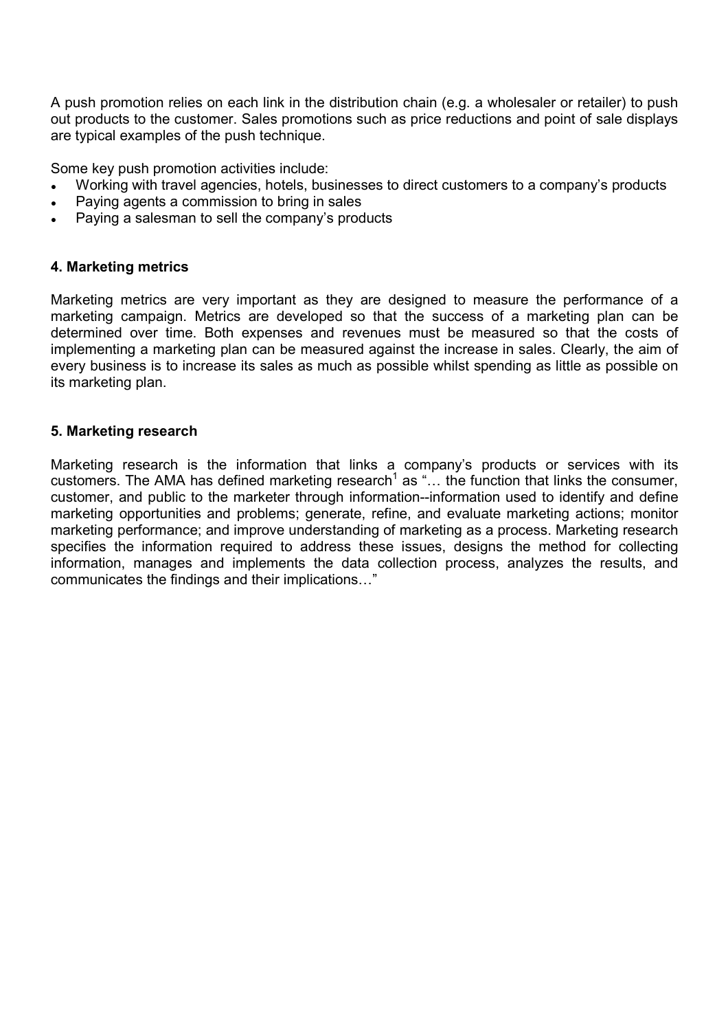A push promotion relies on each link in the distribution chain (e.g. a wholesaler or retailer) to push out products to the customer. Sales promotions such as price reductions and point of sale displays are typical examples of the push technique.

Some key push promotion activities include:

- Working with travel agencies, hotels, businesses to direct customers to a company's products
- Paying agents a commission to bring in sales
- Paying a salesman to sell the company's products

#### 4. Marketing metrics

Marketing metrics are very important as they are designed to measure the performance of a marketing campaign. Metrics are developed so that the success of a marketing plan can be determined over time. Both expenses and revenues must be measured so that the costs of implementing a marketing plan can be measured against the increase in sales. Clearly, the aim of every business is to increase its sales as much as possible whilst spending as little as possible on its marketing plan.

#### 5. Marketing research

Marketing research is the information that links a company's products or services with its customers. The AMA has defined marketing research[1] as "… the function that links the consumer, customer, and public to the marketer through information--information used to identify and define marketing opportunities and problems; generate, refine, and evaluate marketing actions; monitor marketing performance; and improve understanding of marketing as a process. Marketing research specifies the information required to address these issues, designs the method for collecting information, manages and implements the data collection process, analyzes the results, and communicates the findings and their implications…"